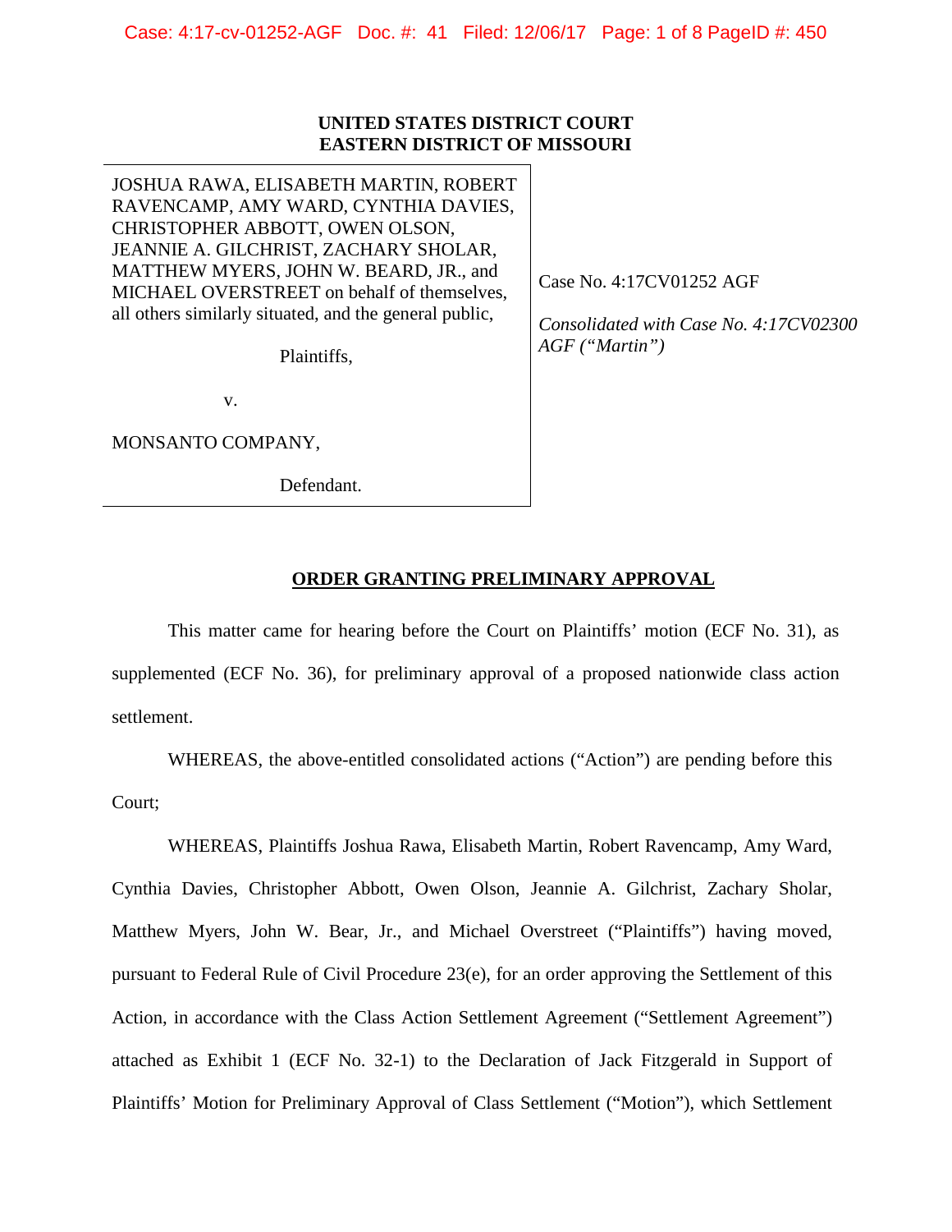**UNITED STATES DISTRICT COURT**
**EASTERN DISTRICT OF MISSOURI**

| | |
|---|---|
| JOSHUA RAWA, ELISABETH MARTIN, ROBERT RAVENCAMP, AMY WARD, CYNTHIA DAVIES, CHRISTOPHER ABBOTT, OWEN OLSON, JEANNIE A. GILCHRIST, ZACHARY SHOLAR, MATTHEW MYERS, JOHN W. BEARD, JR., and MICHAEL OVERSTREET on behalf of themselves, all others similarly situated, and the general public,<br><br>Plaintiffs,<br><br>v.<br><br>MONSANTO COMPANY,<br><br>Defendant. | Case No. 4:17CV01252 AGF<br><br>*Consolidated with Case No. 4:17CV02300 AGF ("Martin")* |

**ORDER GRANTING PRELIMINARY APPROVAL**

This matter came for hearing before the Court on Plaintiffs' motion (ECF No. 31), as supplemented (ECF No. 36), for preliminary approval of a proposed nationwide class action settlement.

WHEREAS, the above-entitled consolidated actions ("Action") are pending before this Court;

WHEREAS, Plaintiffs Joshua Rawa, Elisabeth Martin, Robert Ravencamp, Amy Ward, Cynthia Davies, Christopher Abbott, Owen Olson, Jeannie A. Gilchrist, Zachary Sholar, Matthew Myers, John W. Bear, Jr., and Michael Overstreet ("Plaintiffs") having moved, pursuant to Federal Rule of Civil Procedure 23(e), for an order approving the Settlement of this Action, in accordance with the Class Action Settlement Agreement ("Settlement Agreement") attached as Exhibit 1 (ECF No. 32-1) to the Declaration of Jack Fitzgerald in Support of Plaintiffs' Motion for Preliminary Approval of Class Settlement ("Motion"), which Settlement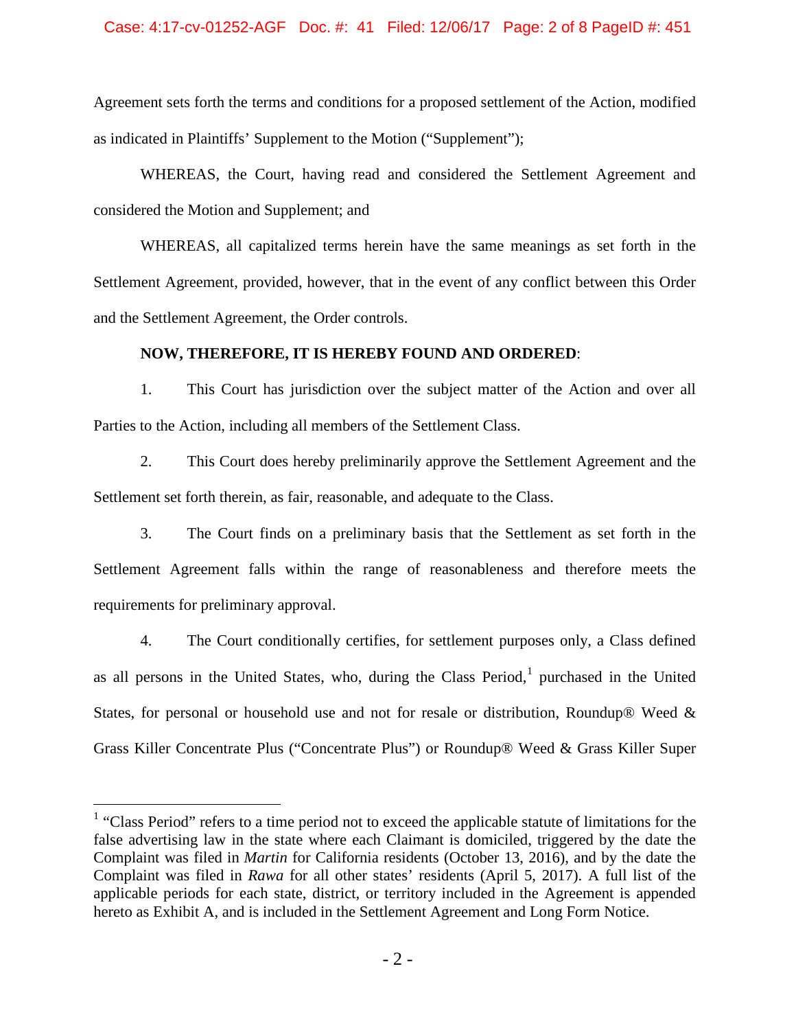Agreement sets forth the terms and conditions for a proposed settlement of the Action, modified as indicated in Plaintiffs' Supplement to the Motion ("Supplement");

WHEREAS, the Court, having read and considered the Settlement Agreement and considered the Motion and Supplement; and

WHEREAS, all capitalized terms herein have the same meanings as set forth in the Settlement Agreement, provided, however, that in the event of any conflict between this Order and the Settlement Agreement, the Order controls.

**NOW, THEREFORE, IT IS HEREBY FOUND AND ORDERED**:

1. This Court has jurisdiction over the subject matter of the Action and over all Parties to the Action, including all members of the Settlement Class.

2. This Court does hereby preliminarily approve the Settlement Agreement and the Settlement set forth therein, as fair, reasonable, and adequate to the Class.

3. The Court finds on a preliminary basis that the Settlement as set forth in the Settlement Agreement falls within the range of reasonableness and therefore meets the requirements for preliminary approval.

4. The Court conditionally certifies, for settlement purposes only, a Class defined as all persons in the United States, who, during the Class Period,[1] purchased in the United States, for personal or household use and not for resale or distribution, Roundup® Weed & Grass Killer Concentrate Plus ("Concentrate Plus") or Roundup® Weed & Grass Killer Super

---

[1] "Class Period" refers to a time period not to exceed the applicable statute of limitations for the false advertising law in the state where each Claimant is domiciled, triggered by the date the Complaint was filed in *Martin* for California residents (October 13, 2016), and by the date the Complaint was filed in *Rawa* for all other states' residents (April 5, 2017). A full list of the applicable periods for each state, district, or territory included in the Agreement is appended hereto as Exhibit A, and is included in the Settlement Agreement and Long Form Notice.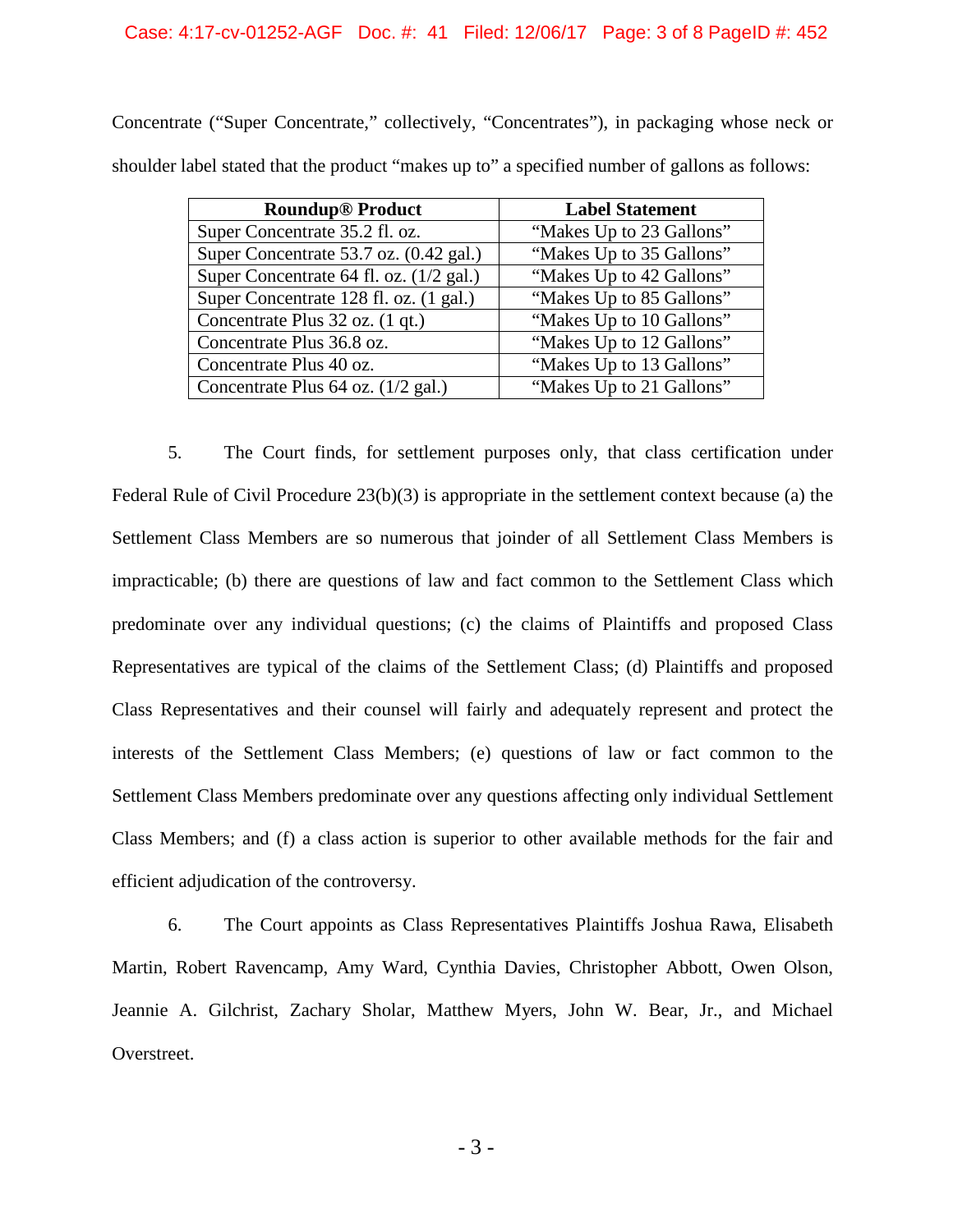Concentrate ("Super Concentrate," collectively, "Concentrates"), in packaging whose neck or shoulder label stated that the product "makes up to" a specified number of gallons as follows:

| Roundup® Product | Label Statement |
| --- | --- |
| Super Concentrate 35.2 fl. oz. | "Makes Up to 23 Gallons" |
| Super Concentrate 53.7 oz. (0.42 gal.) | "Makes Up to 35 Gallons" |
| Super Concentrate 64 fl. oz. (1/2 gal.) | "Makes Up to 42 Gallons" |
| Super Concentrate 128 fl. oz. (1 gal.) | "Makes Up to 85 Gallons" |
| Concentrate Plus 32 oz. (1 qt.) | "Makes Up to 10 Gallons" |
| Concentrate Plus 36.8 oz. | "Makes Up to 12 Gallons" |
| Concentrate Plus 40 oz. | "Makes Up to 13 Gallons" |
| Concentrate Plus 64 oz. (1/2 gal.) | "Makes Up to 21 Gallons" |

5. The Court finds, for settlement purposes only, that class certification under Federal Rule of Civil Procedure 23(b)(3) is appropriate in the settlement context because (a) the Settlement Class Members are so numerous that joinder of all Settlement Class Members is impracticable; (b) there are questions of law and fact common to the Settlement Class which predominate over any individual questions; (c) the claims of Plaintiffs and proposed Class Representatives are typical of the claims of the Settlement Class; (d) Plaintiffs and proposed Class Representatives and their counsel will fairly and adequately represent and protect the interests of the Settlement Class Members; (e) questions of law or fact common to the Settlement Class Members predominate over any questions affecting only individual Settlement Class Members; and (f) a class action is superior to other available methods for the fair and efficient adjudication of the controversy.

6. The Court appoints as Class Representatives Plaintiffs Joshua Rawa, Elisabeth Martin, Robert Ravencamp, Amy Ward, Cynthia Davies, Christopher Abbott, Owen Olson, Jeannie A. Gilchrist, Zachary Sholar, Matthew Myers, John W. Bear, Jr., and Michael Overstreet.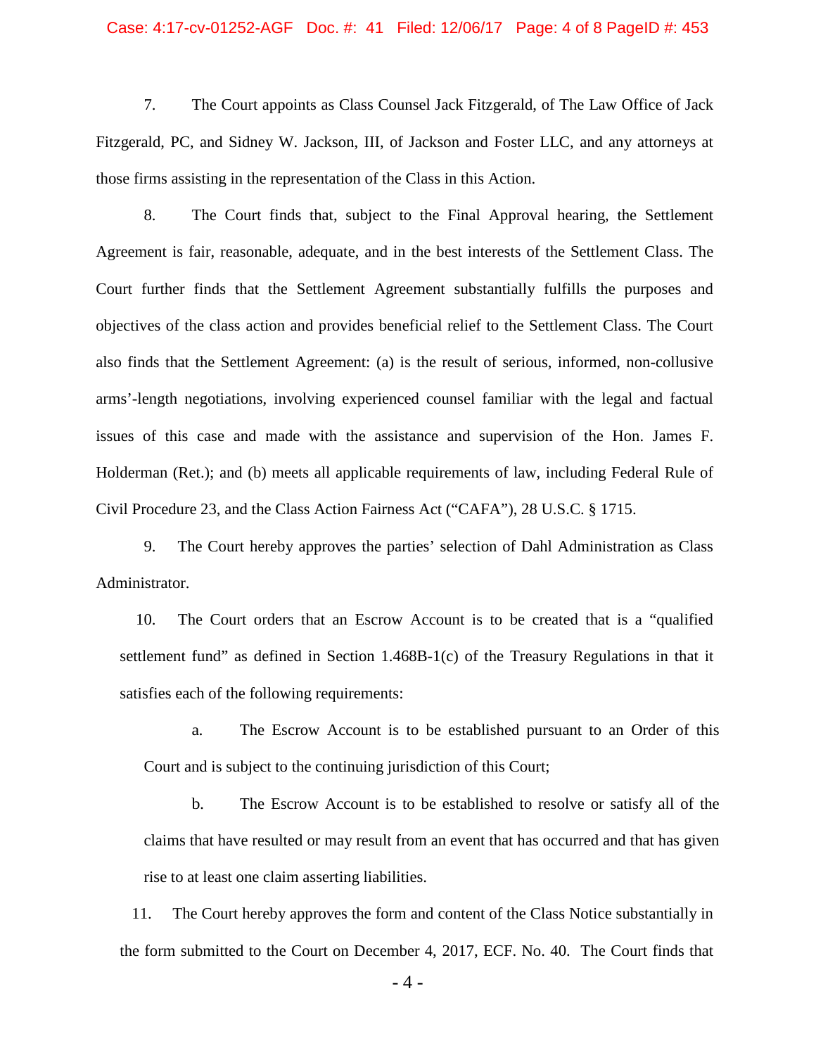7. The Court appoints as Class Counsel Jack Fitzgerald, of The Law Office of Jack Fitzgerald, PC, and Sidney W. Jackson, III, of Jackson and Foster LLC, and any attorneys at those firms assisting in the representation of the Class in this Action.

8. The Court finds that, subject to the Final Approval hearing, the Settlement Agreement is fair, reasonable, adequate, and in the best interests of the Settlement Class. The Court further finds that the Settlement Agreement substantially fulfills the purposes and objectives of the class action and provides beneficial relief to the Settlement Class. The Court also finds that the Settlement Agreement: (a) is the result of serious, informed, non-collusive arms'-length negotiations, involving experienced counsel familiar with the legal and factual issues of this case and made with the assistance and supervision of the Hon. James F. Holderman (Ret.); and (b) meets all applicable requirements of law, including Federal Rule of Civil Procedure 23, and the Class Action Fairness Act ("CAFA"), 28 U.S.C. § 1715.

9. The Court hereby approves the parties' selection of Dahl Administration as Class Administrator.

10. The Court orders that an Escrow Account is to be created that is a "qualified settlement fund" as defined in Section 1.468B-1(c) of the Treasury Regulations in that it satisfies each of the following requirements:

a. The Escrow Account is to be established pursuant to an Order of this Court and is subject to the continuing jurisdiction of this Court;

b. The Escrow Account is to be established to resolve or satisfy all of the claims that have resulted or may result from an event that has occurred and that has given rise to at least one claim asserting liabilities.

11. The Court hereby approves the form and content of the Class Notice substantially in the form submitted to the Court on December 4, 2017, ECF. No. 40. The Court finds that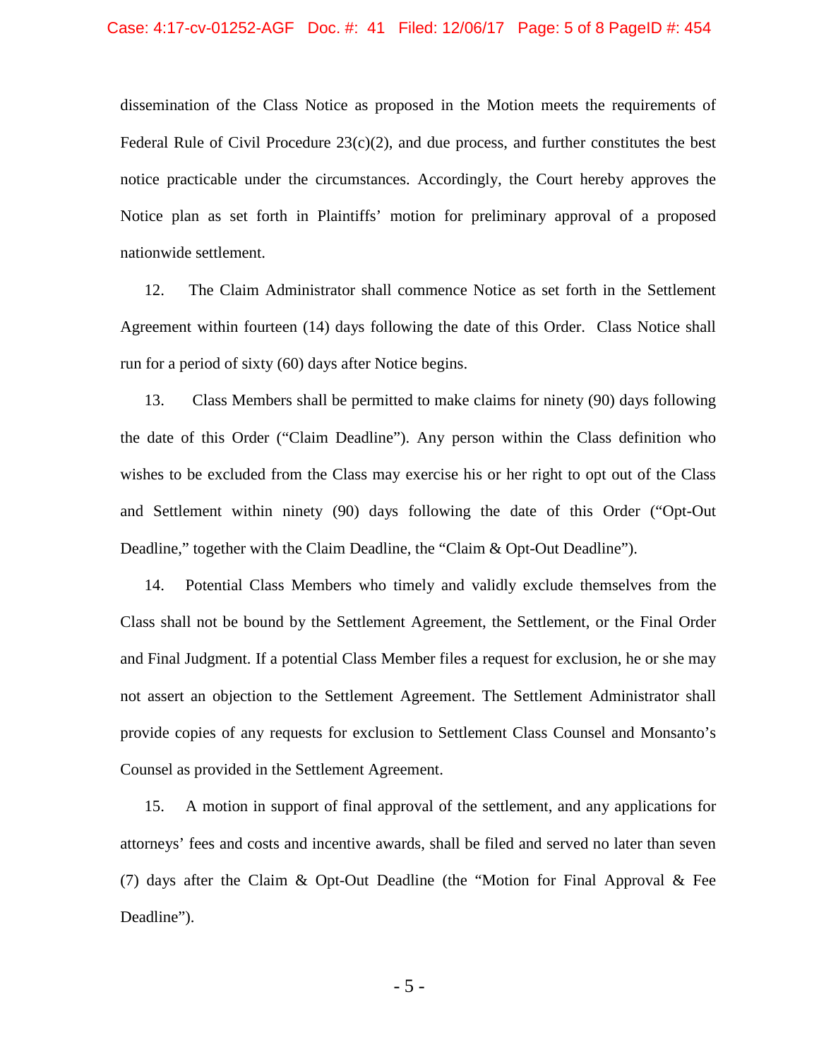dissemination of the Class Notice as proposed in the Motion meets the requirements of Federal Rule of Civil Procedure 23(c)(2), and due process, and further constitutes the best notice practicable under the circumstances. Accordingly, the Court hereby approves the Notice plan as set forth in Plaintiffs' motion for preliminary approval of a proposed nationwide settlement.

12. The Claim Administrator shall commence Notice as set forth in the Settlement Agreement within fourteen (14) days following the date of this Order. Class Notice shall run for a period of sixty (60) days after Notice begins.

13. Class Members shall be permitted to make claims for ninety (90) days following the date of this Order ("Claim Deadline"). Any person within the Class definition who wishes to be excluded from the Class may exercise his or her right to opt out of the Class and Settlement within ninety (90) days following the date of this Order ("Opt-Out Deadline," together with the Claim Deadline, the "Claim & Opt-Out Deadline").

14. Potential Class Members who timely and validly exclude themselves from the Class shall not be bound by the Settlement Agreement, the Settlement, or the Final Order and Final Judgment. If a potential Class Member files a request for exclusion, he or she may not assert an objection to the Settlement Agreement. The Settlement Administrator shall provide copies of any requests for exclusion to Settlement Class Counsel and Monsanto's Counsel as provided in the Settlement Agreement.

15. A motion in support of final approval of the settlement, and any applications for attorneys' fees and costs and incentive awards, shall be filed and served no later than seven (7) days after the Claim & Opt-Out Deadline (the "Motion for Final Approval & Fee Deadline").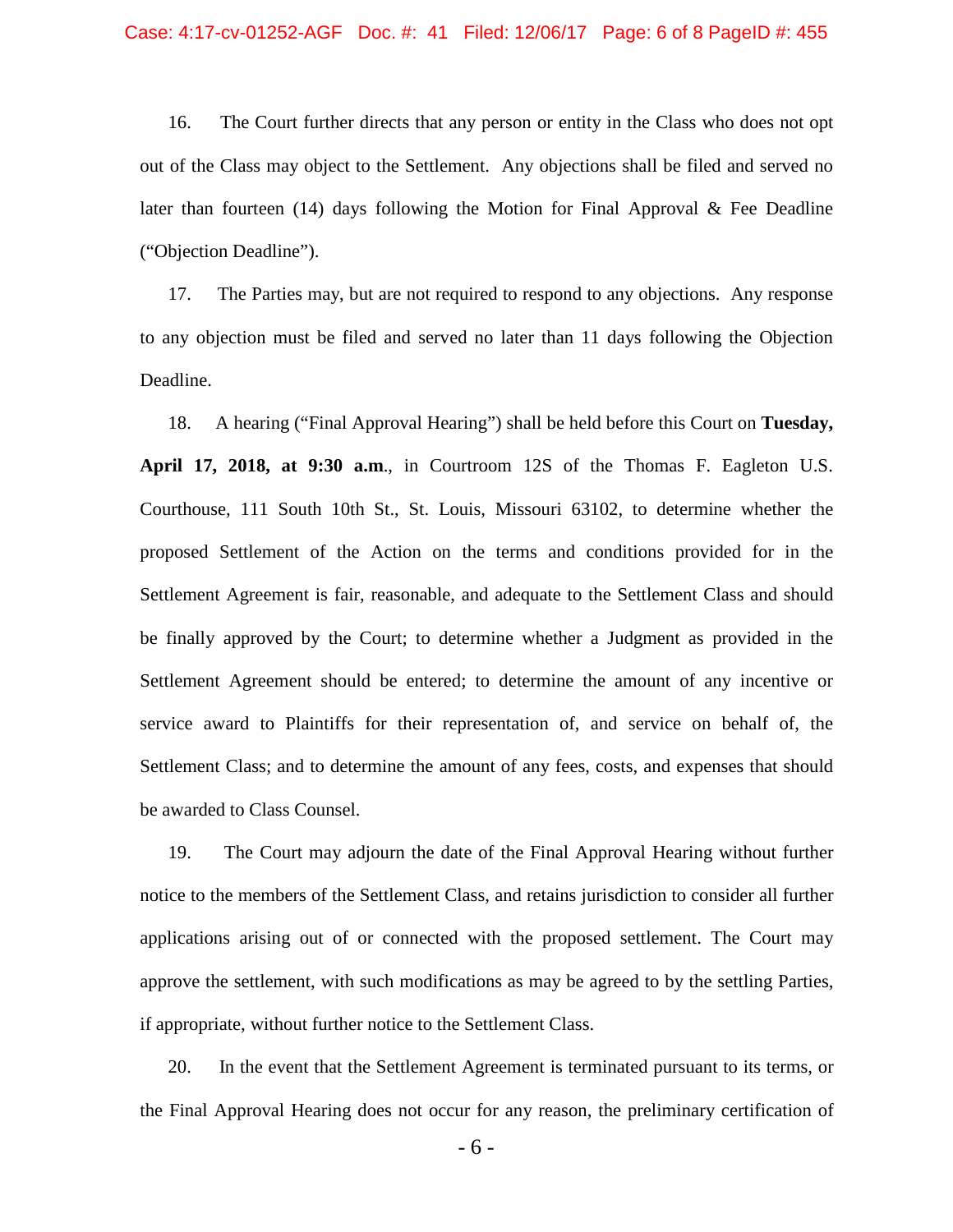16. The Court further directs that any person or entity in the Class who does not opt out of the Class may object to the Settlement. Any objections shall be filed and served no later than fourteen (14) days following the Motion for Final Approval & Fee Deadline ("Objection Deadline").

17. The Parties may, but are not required to respond to any objections. Any response to any objection must be filed and served no later than 11 days following the Objection Deadline.

18. A hearing ("Final Approval Hearing") shall be held before this Court on **Tuesday, April 17, 2018, at 9:30 a.m**., in Courtroom 12S of the Thomas F. Eagleton U.S. Courthouse, 111 South 10th St., St. Louis, Missouri 63102, to determine whether the proposed Settlement of the Action on the terms and conditions provided for in the Settlement Agreement is fair, reasonable, and adequate to the Settlement Class and should be finally approved by the Court; to determine whether a Judgment as provided in the Settlement Agreement should be entered; to determine the amount of any incentive or service award to Plaintiffs for their representation of, and service on behalf of, the Settlement Class; and to determine the amount of any fees, costs, and expenses that should be awarded to Class Counsel.

19. The Court may adjourn the date of the Final Approval Hearing without further notice to the members of the Settlement Class, and retains jurisdiction to consider all further applications arising out of or connected with the proposed settlement. The Court may approve the settlement, with such modifications as may be agreed to by the settling Parties, if appropriate, without further notice to the Settlement Class.

20. In the event that the Settlement Agreement is terminated pursuant to its terms, or the Final Approval Hearing does not occur for any reason, the preliminary certification of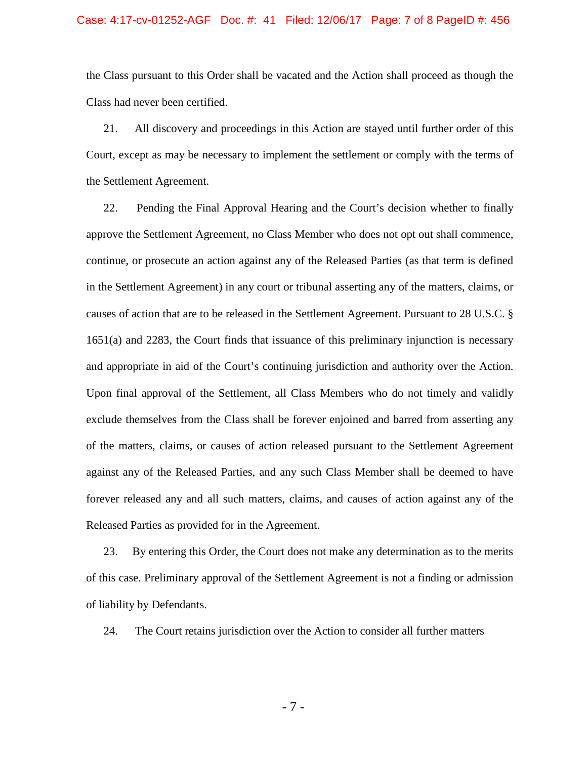the Class pursuant to this Order shall be vacated and the Action shall proceed as though the Class had never been certified.

21. All discovery and proceedings in this Action are stayed until further order of this Court, except as may be necessary to implement the settlement or comply with the terms of the Settlement Agreement.

22. Pending the Final Approval Hearing and the Court's decision whether to finally approve the Settlement Agreement, no Class Member who does not opt out shall commence, continue, or prosecute an action against any of the Released Parties (as that term is defined in the Settlement Agreement) in any court or tribunal asserting any of the matters, claims, or causes of action that are to be released in the Settlement Agreement. Pursuant to 28 U.S.C. § 1651(a) and 2283, the Court finds that issuance of this preliminary injunction is necessary and appropriate in aid of the Court's continuing jurisdiction and authority over the Action. Upon final approval of the Settlement, all Class Members who do not timely and validly exclude themselves from the Class shall be forever enjoined and barred from asserting any of the matters, claims, or causes of action released pursuant to the Settlement Agreement against any of the Released Parties, and any such Class Member shall be deemed to have forever released any and all such matters, claims, and causes of action against any of the Released Parties as provided for in the Agreement.

23. By entering this Order, the Court does not make any determination as to the merits of this case. Preliminary approval of the Settlement Agreement is not a finding or admission of liability by Defendants.

24. The Court retains jurisdiction over the Action to consider all further matters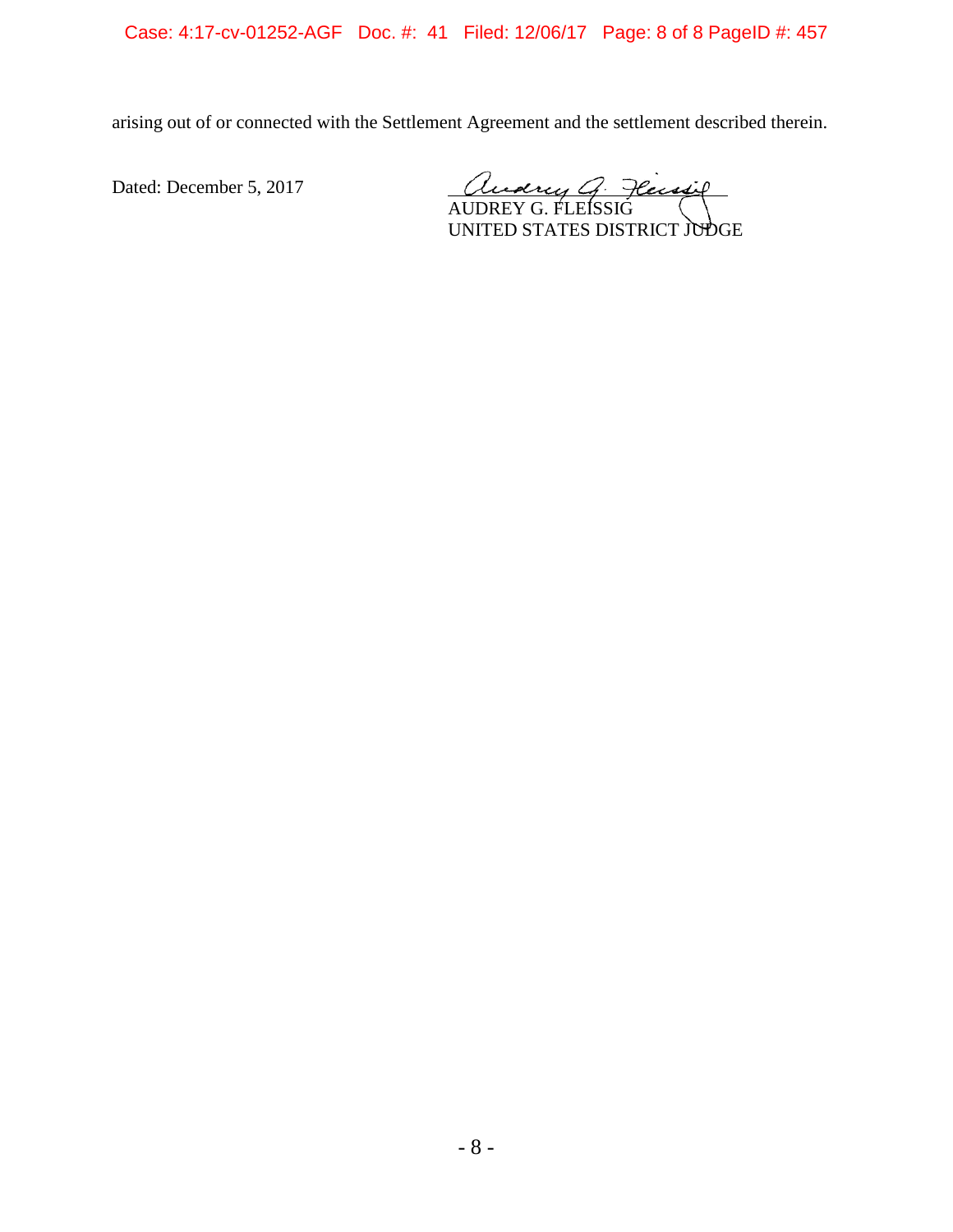arising out of or connected with the Settlement Agreement and the settlement described therein.

Dated: December 5, 2017

AUDREY G. FLEISSIG
UNITED STATES DISTRICT JUDGE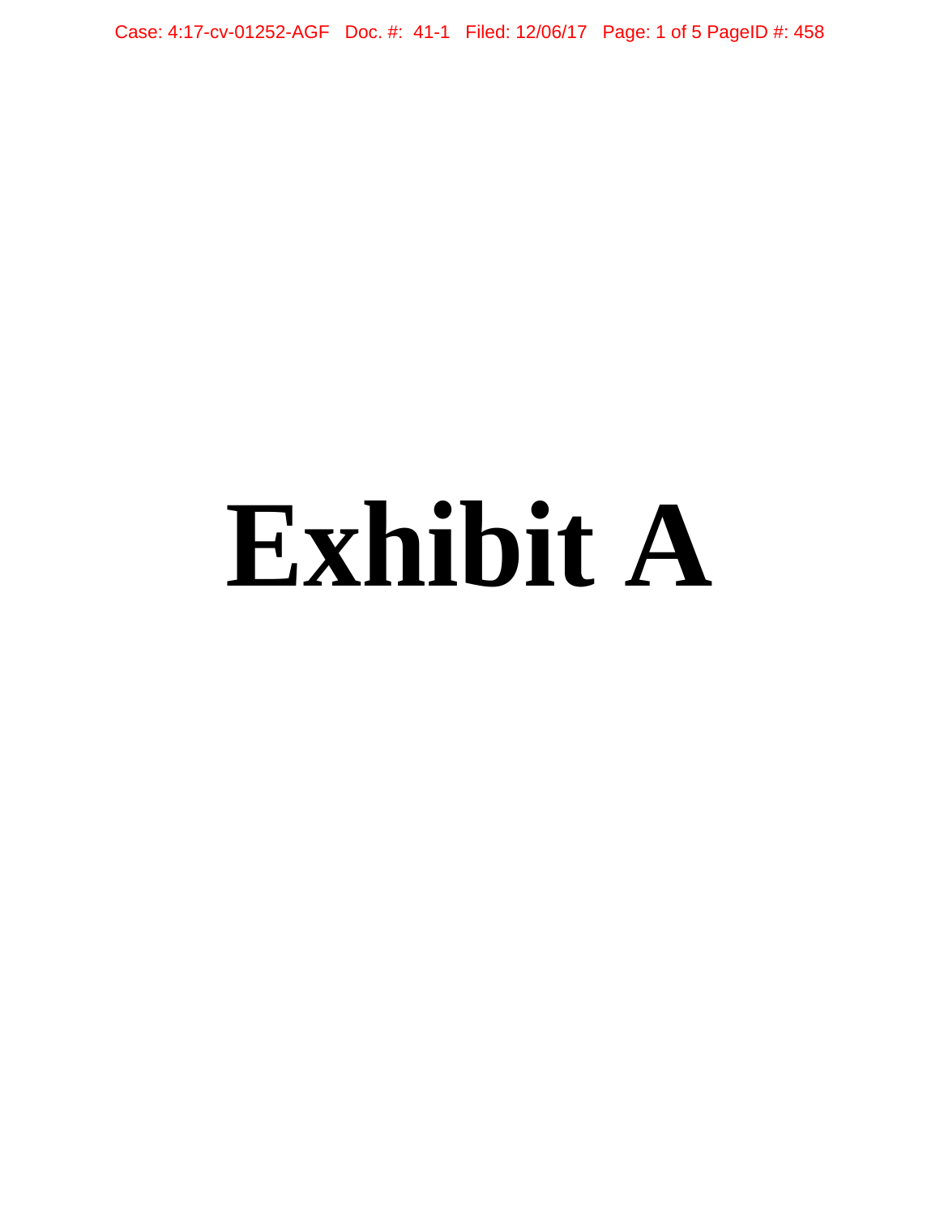# Exhibit A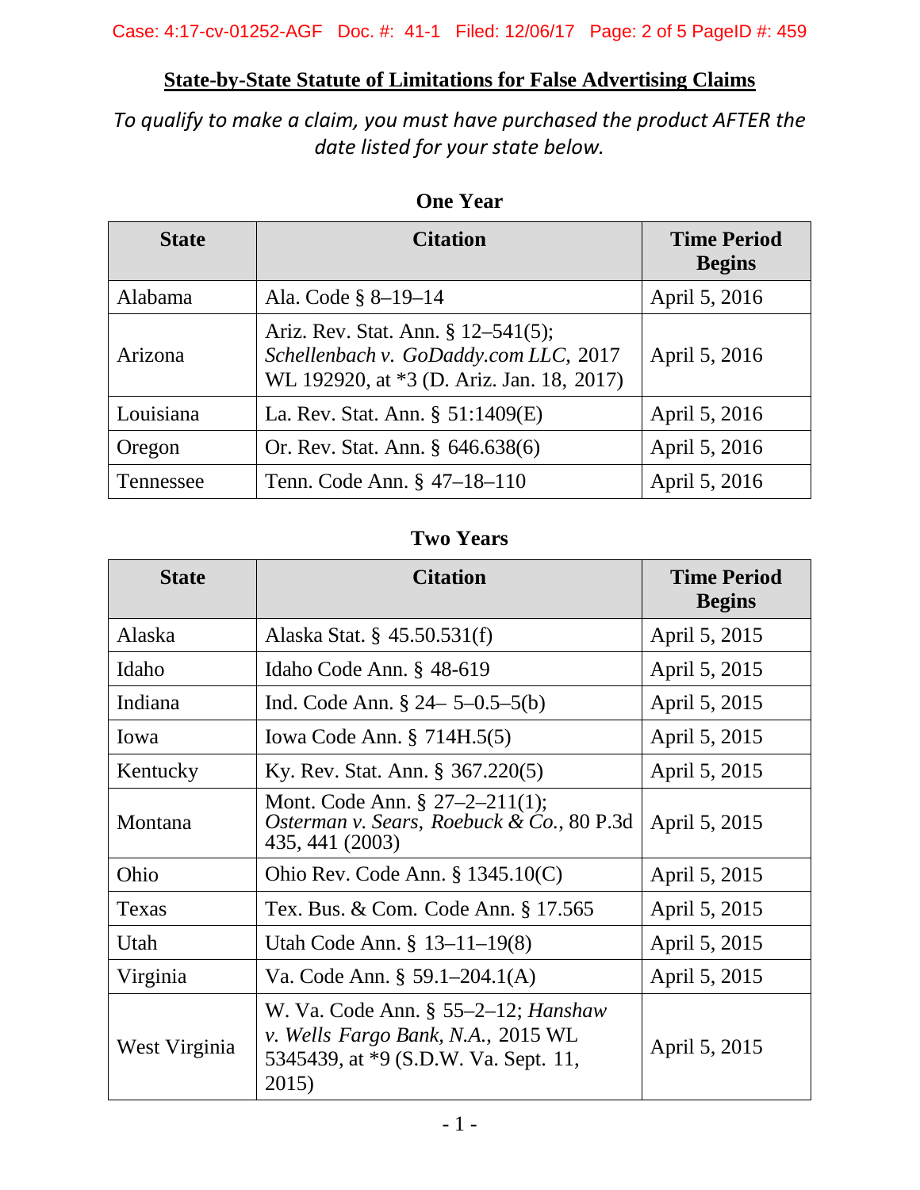**State-by-State Statute of Limitations for False Advertising Claims**

*To qualify to make a claim, you must have purchased the product AFTER the date listed for your state below.*

**One Year**

| State | Citation | Time Period Begins |
|---|---|---|
| Alabama | Ala. Code § 8–19–14 | April 5, 2016 |
| Arizona | Ariz. Rev. Stat. Ann. § 12–541(5); *Schellenbach v. GoDaddy.com LLC*, 2017 WL 192920, at *3 (D. Ariz. Jan. 18, 2017) | April 5, 2016 |
| Louisiana | La. Rev. Stat. Ann. § 51:1409(E) | April 5, 2016 |
| Oregon | Or. Rev. Stat. Ann. § 646.638(6) | April 5, 2016 |
| Tennessee | Tenn. Code Ann. § 47–18–110 | April 5, 2016 |

**Two Years**

| State | Citation | Time Period Begins |
|---|---|---|
| Alaska | Alaska Stat. § 45.50.531(f) | April 5, 2015 |
| Idaho | Idaho Code Ann. § 48-619 | April 5, 2015 |
| Indiana | Ind. Code Ann. § 24– 5–0.5–5(b) | April 5, 2015 |
| Iowa | Iowa Code Ann. § 714H.5(5) | April 5, 2015 |
| Kentucky | Ky. Rev. Stat. Ann. § 367.220(5) | April 5, 2015 |
| Montana | Mont. Code Ann. § 27–2–211(1); *Osterman v. Sears, Roebuck & Co.*, 80 P.3d 435, 441 (2003) | April 5, 2015 |
| Ohio | Ohio Rev. Code Ann. § 1345.10(C) | April 5, 2015 |
| Texas | Tex. Bus. & Com. Code Ann. § 17.565 | April 5, 2015 |
| Utah | Utah Code Ann. § 13–11–19(8) | April 5, 2015 |
| Virginia | Va. Code Ann. § 59.1–204.1(A) | April 5, 2015 |
| West Virginia | W. Va. Code Ann. § 55–2–12; *Hanshaw v. Wells Fargo Bank, N.A.*, 2015 WL 5345439, at *9 (S.D.W. Va. Sept. 11, 2015) | April 5, 2015 |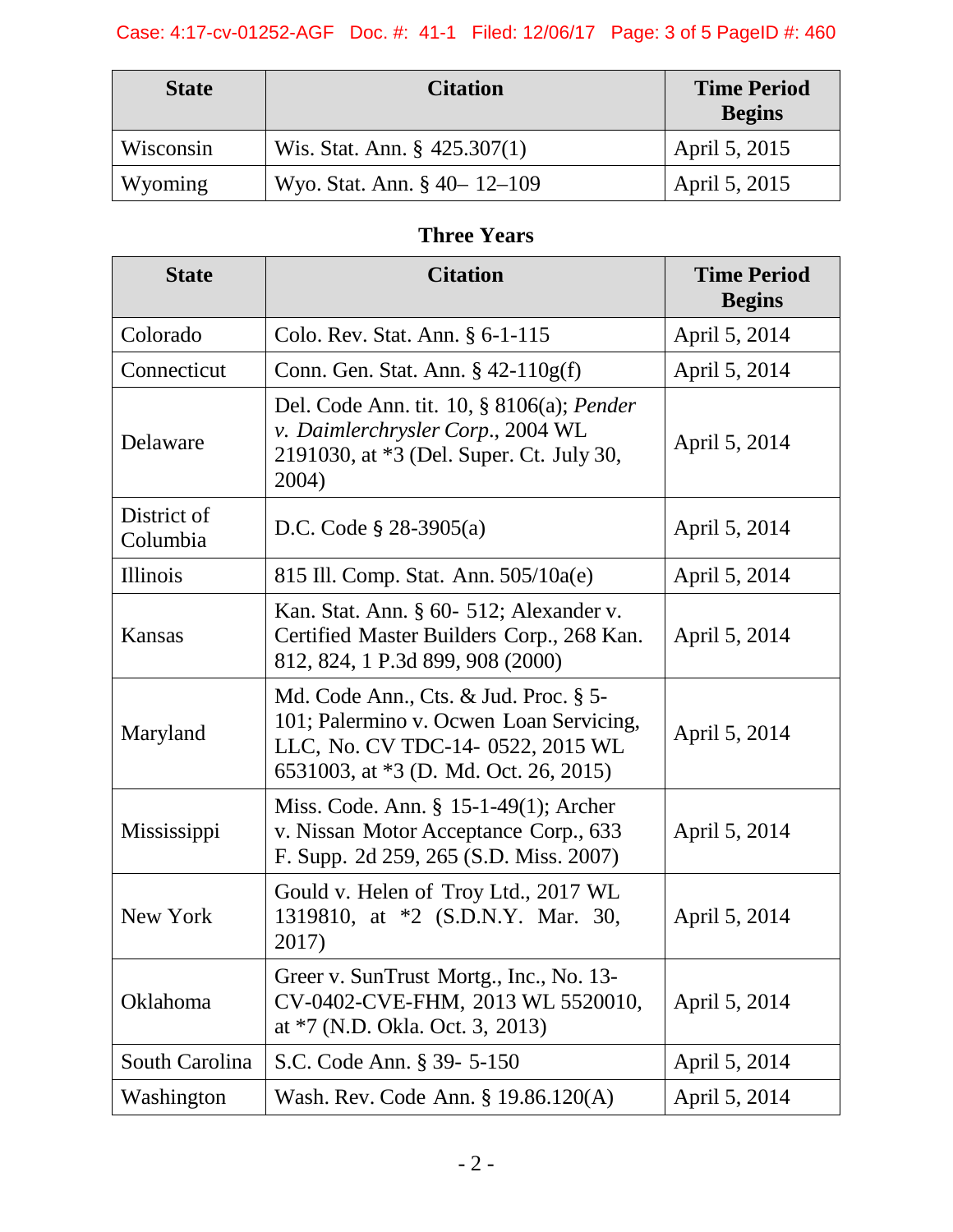| State | Citation | Time Period Begins |
|---|---|---|
| Wisconsin | Wis. Stat. Ann. § 425.307(1) | April 5, 2015 |
| Wyoming | Wyo. Stat. Ann. § 40– 12–109 | April 5, 2015 |

**Three Years**

| State | Citation | Time Period Begins |
|---|---|---|
| Colorado | Colo. Rev. Stat. Ann. § 6-1-115 | April 5, 2014 |
| Connecticut | Conn. Gen. Stat. Ann. § 42-110g(f) | April 5, 2014 |
| Delaware | Del. Code Ann. tit. 10, § 8106(a); *Pender v. Daimlerchrysler Corp*., 2004 WL 2191030, at *3 (Del. Super. Ct. July 30, 2004) | April 5, 2014 |
| District of Columbia | D.C. Code § 28-3905(a) | April 5, 2014 |
| Illinois | 815 Ill. Comp. Stat. Ann. 505/10a(e) | April 5, 2014 |
| Kansas | Kan. Stat. Ann. § 60- 512; Alexander v. Certified Master Builders Corp., 268 Kan. 812, 824, 1 P.3d 899, 908 (2000) | April 5, 2014 |
| Maryland | Md. Code Ann., Cts. & Jud. Proc. § 5-101; Palermino v. Ocwen Loan Servicing, LLC, No. CV TDC-14- 0522, 2015 WL 6531003, at *3 (D. Md. Oct. 26, 2015) | April 5, 2014 |
| Mississippi | Miss. Code. Ann. § 15-1-49(1); Archer v. Nissan Motor Acceptance Corp., 633 F. Supp. 2d 259, 265 (S.D. Miss. 2007) | April 5, 2014 |
| New York | Gould v. Helen of Troy Ltd., 2017 WL 1319810, at *2 (S.D.N.Y. Mar. 30, 2017) | April 5, 2014 |
| Oklahoma | Greer v. SunTrust Mortg., Inc., No. 13-CV-0402-CVE-FHM, 2013 WL 5520010, at *7 (N.D. Okla. Oct. 3, 2013) | April 5, 2014 |
| South Carolina | S.C. Code Ann. § 39- 5-150 | April 5, 2014 |
| Washington | Wash. Rev. Code Ann. § 19.86.120(A) | April 5, 2014 |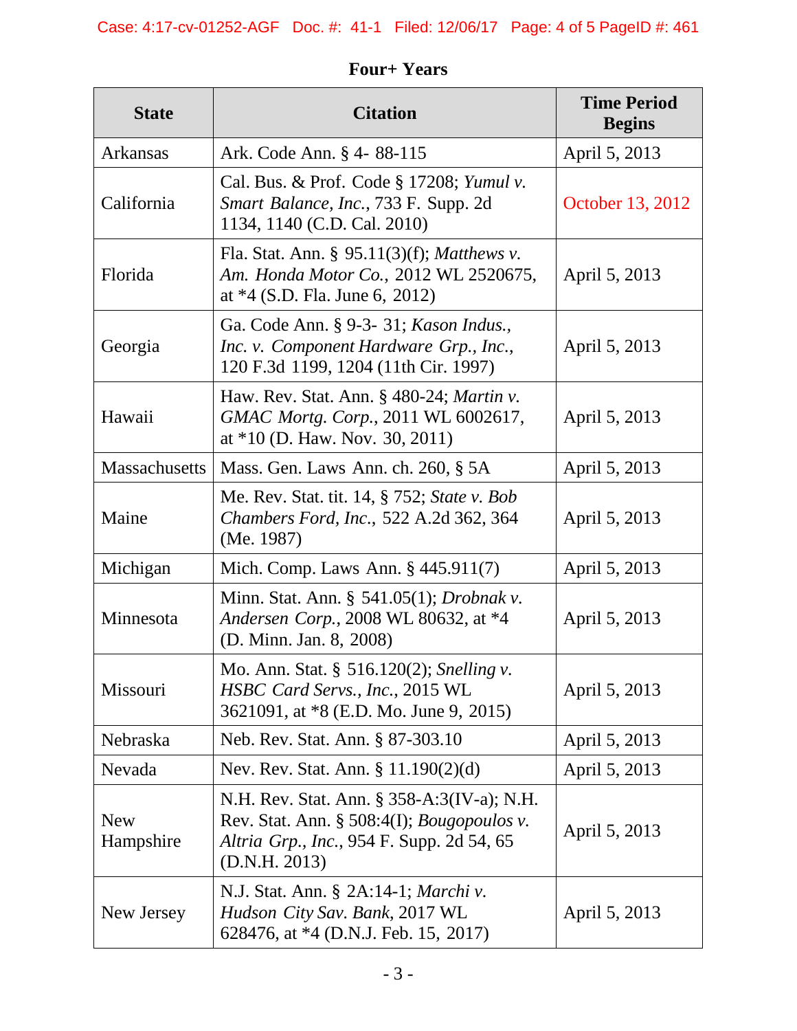**Four+ Years**

| State | Citation | Time Period Begins |
|---|---|---|
| Arkansas | Ark. Code Ann. § 4- 88-115 | April 5, 2013 |
| California | Cal. Bus. & Prof. Code § 17208; *Yumul v. Smart Balance, Inc.*, 733 F. Supp. 2d 1134, 1140 (C.D. Cal. 2010) | October 13, 2012 |
| Florida | Fla. Stat. Ann. § 95.11(3)(f); *Matthews v. Am. Honda Motor Co.*, 2012 WL 2520675, at *4 (S.D. Fla. June 6, 2012) | April 5, 2013 |
| Georgia | Ga. Code Ann. § 9-3- 31; *Kason Indus., Inc. v. Component Hardware Grp., Inc.*, 120 F.3d 1199, 1204 (11th Cir. 1997) | April 5, 2013 |
| Hawaii | Haw. Rev. Stat. Ann. § 480-24; *Martin v. GMAC Mortg. Corp.*, 2011 WL 6002617, at *10 (D. Haw. Nov. 30, 2011) | April 5, 2013 |
| Massachusetts | Mass. Gen. Laws Ann. ch. 260, § 5A | April 5, 2013 |
| Maine | Me. Rev. Stat. tit. 14, § 752; *State v. Bob Chambers Ford, Inc.*, 522 A.2d 362, 364 (Me. 1987) | April 5, 2013 |
| Michigan | Mich. Comp. Laws Ann. § 445.911(7) | April 5, 2013 |
| Minnesota | Minn. Stat. Ann. § 541.05(1); *Drobnak v. Andersen Corp.*, 2008 WL 80632, at *4 (D. Minn. Jan. 8, 2008) | April 5, 2013 |
| Missouri | Mo. Ann. Stat. § 516.120(2); *Snelling v. HSBC Card Servs., Inc.*, 2015 WL 3621091, at *8 (E.D. Mo. June 9, 2015) | April 5, 2013 |
| Nebraska | Neb. Rev. Stat. Ann. § 87-303.10 | April 5, 2013 |
| Nevada | Nev. Rev. Stat. Ann. § 11.190(2)(d) | April 5, 2013 |
| New Hampshire | N.H. Rev. Stat. Ann. § 358-A:3(IV-a); N.H. Rev. Stat. Ann. § 508:4(I); *Bougopoulos v. Altria Grp., Inc.*, 954 F. Supp. 2d 54, 65 (D.N.H. 2013) | April 5, 2013 |
| New Jersey | N.J. Stat. Ann. § 2A:14-1; *Marchi v. Hudson City Sav. Bank*, 2017 WL 628476, at *4 (D.N.J. Feb. 15, 2017) | April 5, 2013 |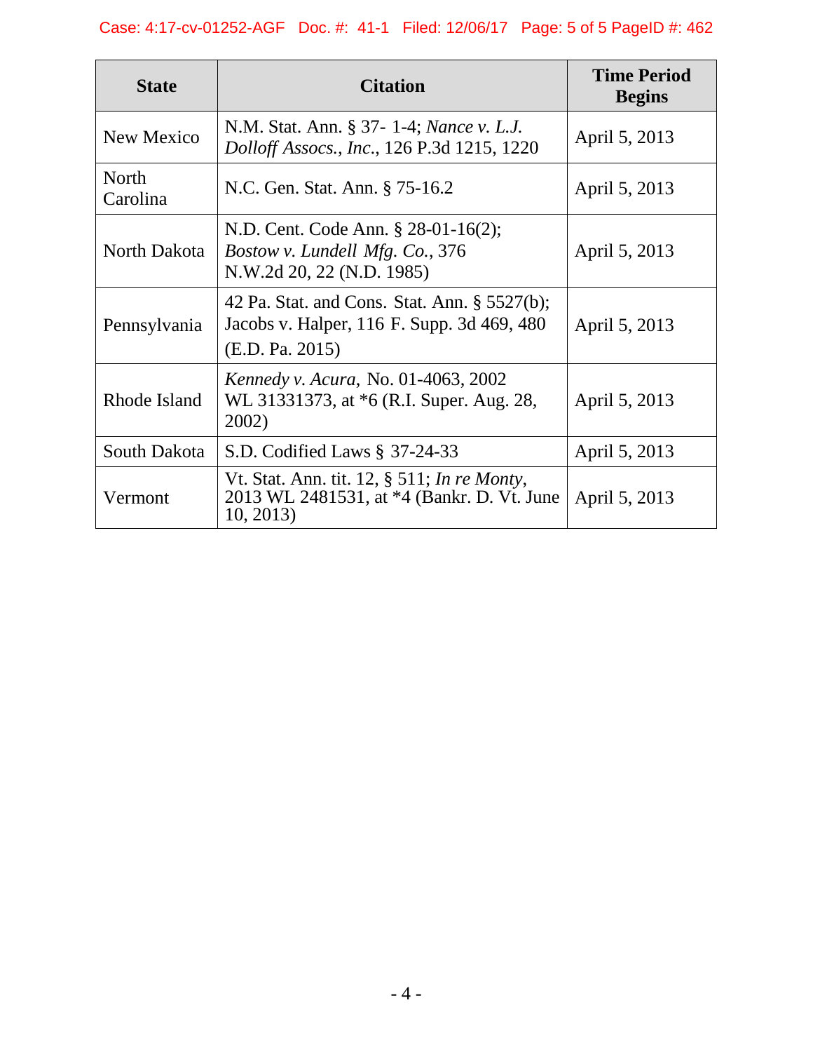| State | Citation | Time Period Begins |
|---|---|---|
| New Mexico | N.M. Stat. Ann. § 37- 1-4; *Nance v. L.J. Dolloff Assocs., Inc.*, 126 P.3d 1215, 1220 | April 5, 2013 |
| North Carolina | N.C. Gen. Stat. Ann. § 75-16.2 | April 5, 2013 |
| North Dakota | N.D. Cent. Code Ann. § 28-01-16(2); *Bostow v. Lundell Mfg. Co.*, 376 N.W.2d 20, 22 (N.D. 1985) | April 5, 2013 |
| Pennsylvania | 42 Pa. Stat. and Cons. Stat. Ann. § 5527(b); Jacobs v. Halper, 116 F. Supp. 3d 469, 480 (E.D. Pa. 2015) | April 5, 2013 |
| Rhode Island | *Kennedy v. Acura*, No. 01-4063, 2002 WL 31331373, at *6 (R.I. Super. Aug. 28, 2002) | April 5, 2013 |
| South Dakota | S.D. Codified Laws § 37-24-33 | April 5, 2013 |
| Vermont | Vt. Stat. Ann. tit. 12, § 511; *In re Monty*, 2013 WL 2481531, at *4 (Bankr. D. Vt. June 10, 2013) | April 5, 2013 |